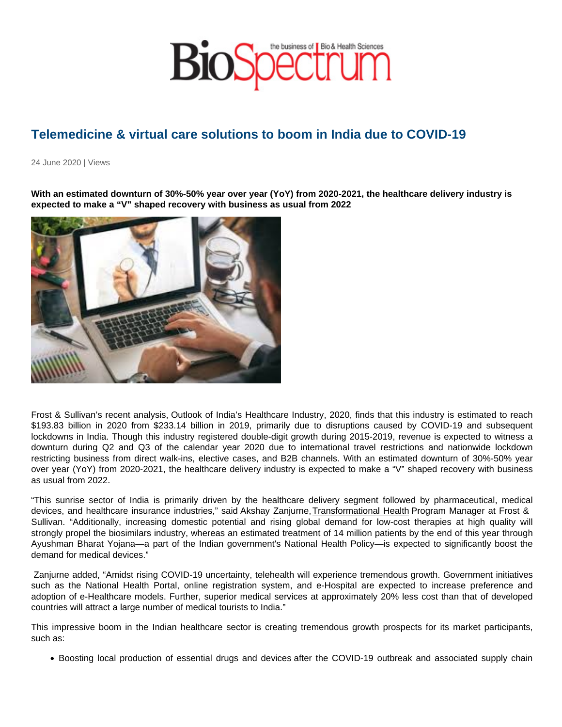# Telemedicine & virtual care solutions to boom in India due to COVID-19

24 June 2020 | Views

**With an estimated downturn of 30%-50% year over year (YoY) from 2020-2021, the healthcare delivery industry is expected to make a "V" shaped recovery with business as usual from 2022**

Frost & Sullivan's recent analysis, Outlook of India's Healthcare Industry, 2020, finds that this industry is estimated to reach \$193.83 billion in 2020 from \$233.14 billion in 2019, primarily due to disruptions caused by COVID-19 and subsequent lockdowns in India. Though this industry registered double-digit growth during 2015-2019, revenue is expected to witness a downturn during Q2 and Q3 of the calendar year 2020 due to international travel restrictions and nationwide lockdown restricting business from direct walk-ins, elective cases, and B2B channels. With an estimated downturn of 30%-50% year over year (YoY) from 2020-2021, the healthcare delivery industry is expected to make a "V" shaped recovery with business as usual from 2022.

"This sunrise sector of India is primarily driven by the healthcare delivery segment followed by pharmaceutical, medical devices, and healthcare insurance industries," said Akshay Zanjurne, Transformational Health Program Manager at Frost & Sullivan. "Additionally, increasing domestic potential and rising global demand for low-cost therapies at high quality will strongly propel the biosimilars industry, whereas an estimated treatment of 14 million patients by the end of this year through Ayushman Bharat Yojana—a part of the Indian government's National Health Policy—is expected to significantly boost the demand for medical devices."

Zanjurne added, "Amidst rising COVID-19 uncertainty, telehealth will experience tremendous growth. Government initiatives such as the National Health Portal, online registration system, and e-Hospital are expected to increase preference and adoption of e-Healthcare models. Further, superior medical services at approximately 20% less cost than that of developed countries will attract a large number of medical tourists to India."

This impressive boom in the Indian healthcare sector is creating tremendous growth prospects for its market participants, such as:

- Boosting local production of essential drugs and devices after the COVID-19 outbreak and associated supply chain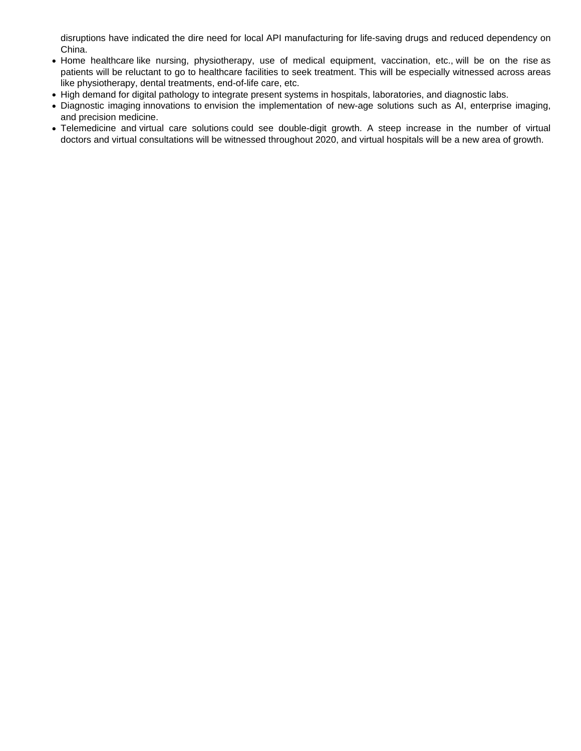disruptions have indicated the dire need for local API manufacturing for life-saving drugs and reduced dependency on China.

- Home healthcare like nursing, physiotherapy, use of medical equipment, vaccination, etc., will be on the rise as patients will be reluctant to go to healthcare facilities to seek treatment. This will be especially witnessed across areas like physiotherapy, dental treatments, end-of-life care, etc.
- High demand for digital pathology to integrate present systems in hospitals, laboratories, and diagnostic labs.
- Diagnostic imaging innovations to envision the implementation of new-age solutions such as AI, enterprise imaging, and precision medicine.
- Telemedicine and virtual care solutions could see double-digit growth. A steep increase in the number of virtual doctors and virtual consultations will be witnessed throughout 2020, and virtual hospitals will be a new area of growth.